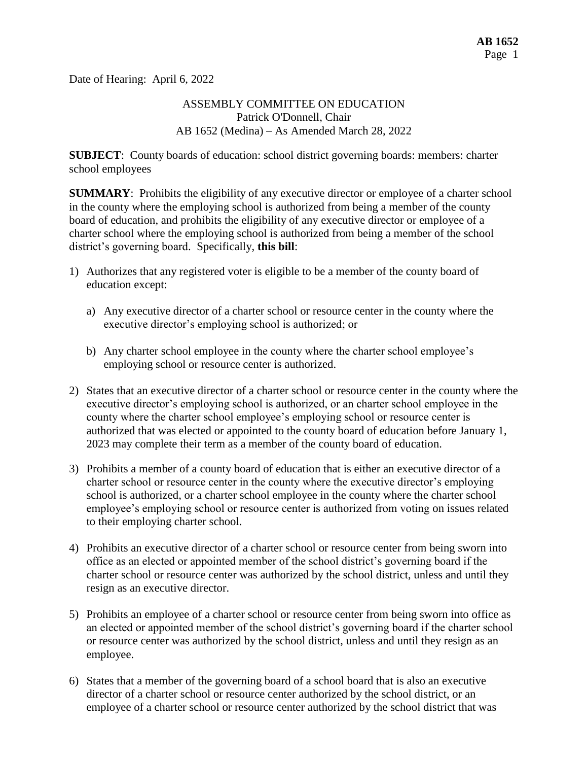Date of Hearing: April 6, 2022

ASSEMBLY COMMITTEE ON EDUCATION
Patrick O'Donnell, Chair
AB 1652 (Medina) – As Amended March 28, 2022

**SUBJECT**: County boards of education: school district governing boards: members: charter school employees

**SUMMARY**: Prohibits the eligibility of any executive director or employee of a charter school in the county where the employing school is authorized from being a member of the county board of education, and prohibits the eligibility of any executive director or employee of a charter school where the employing school is authorized from being a member of the school district's governing board. Specifically, **this bill**:

1) Authorizes that any registered voter is eligible to be a member of the county board of education except:

   a) Any executive director of a charter school or resource center in the county where the executive director's employing school is authorized; or

   b) Any charter school employee in the county where the charter school employee's employing school or resource center is authorized.

2) States that an executive director of a charter school or resource center in the county where the executive director's employing school is authorized, or an charter school employee in the county where the charter school employee's employing school or resource center is authorized that was elected or appointed to the county board of education before January 1, 2023 may complete their term as a member of the county board of education.

3) Prohibits a member of a county board of education that is either an executive director of a charter school or resource center in the county where the executive director's employing school is authorized, or a charter school employee in the county where the charter school employee's employing school or resource center is authorized from voting on issues related to their employing charter school.

4) Prohibits an executive director of a charter school or resource center from being sworn into office as an elected or appointed member of the school district's governing board if the charter school or resource center was authorized by the school district, unless and until they resign as an executive director.

5) Prohibits an employee of a charter school or resource center from being sworn into office as an elected or appointed member of the school district's governing board if the charter school or resource center was authorized by the school district, unless and until they resign as an employee.

6) States that a member of the governing board of a school board that is also an executive director of a charter school or resource center authorized by the school district, or an employee of a charter school or resource center authorized by the school district that was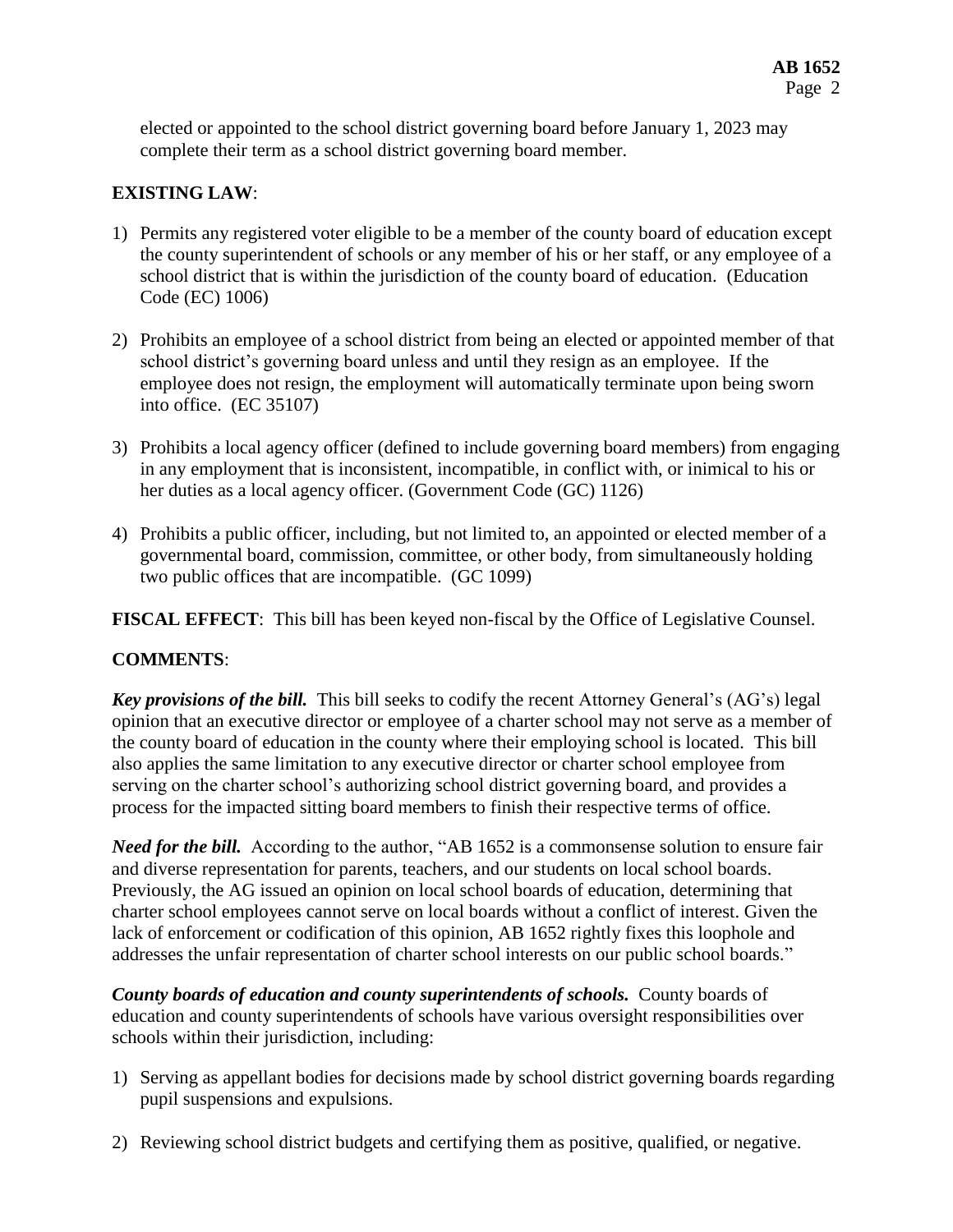elected or appointed to the school district governing board before January 1, 2023 may complete their term as a school district governing board member.

**EXISTING LAW**:

1) Permits any registered voter eligible to be a member of the county board of education except the county superintendent of schools or any member of his or her staff, or any employee of a school district that is within the jurisdiction of the county board of education. (Education Code (EC) 1006)

2) Prohibits an employee of a school district from being an elected or appointed member of that school district's governing board unless and until they resign as an employee. If the employee does not resign, the employment will automatically terminate upon being sworn into office. (EC 35107)

3) Prohibits a local agency officer (defined to include governing board members) from engaging in any employment that is inconsistent, incompatible, in conflict with, or inimical to his or her duties as a local agency officer. (Government Code (GC) 1126)

4) Prohibits a public officer, including, but not limited to, an appointed or elected member of a governmental board, commission, committee, or other body, from simultaneously holding two public offices that are incompatible. (GC 1099)

**FISCAL EFFECT**: This bill has been keyed non-fiscal by the Office of Legislative Counsel.

**COMMENTS**:

***Key provisions of the bill.*** This bill seeks to codify the recent Attorney General's (AG's) legal opinion that an executive director or employee of a charter school may not serve as a member of the county board of education in the county where their employing school is located. This bill also applies the same limitation to any executive director or charter school employee from serving on the charter school's authorizing school district governing board, and provides a process for the impacted sitting board members to finish their respective terms of office.

***Need for the bill.*** According to the author, "AB 1652 is a commonsense solution to ensure fair and diverse representation for parents, teachers, and our students on local school boards. Previously, the AG issued an opinion on local school boards of education, determining that charter school employees cannot serve on local boards without a conflict of interest. Given the lack of enforcement or codification of this opinion, AB 1652 rightly fixes this loophole and addresses the unfair representation of charter school interests on our public school boards."

***County boards of education and county superintendents of schools.*** County boards of education and county superintendents of schools have various oversight responsibilities over schools within their jurisdiction, including:

1) Serving as appellant bodies for decisions made by school district governing boards regarding pupil suspensions and expulsions.

2) Reviewing school district budgets and certifying them as positive, qualified, or negative.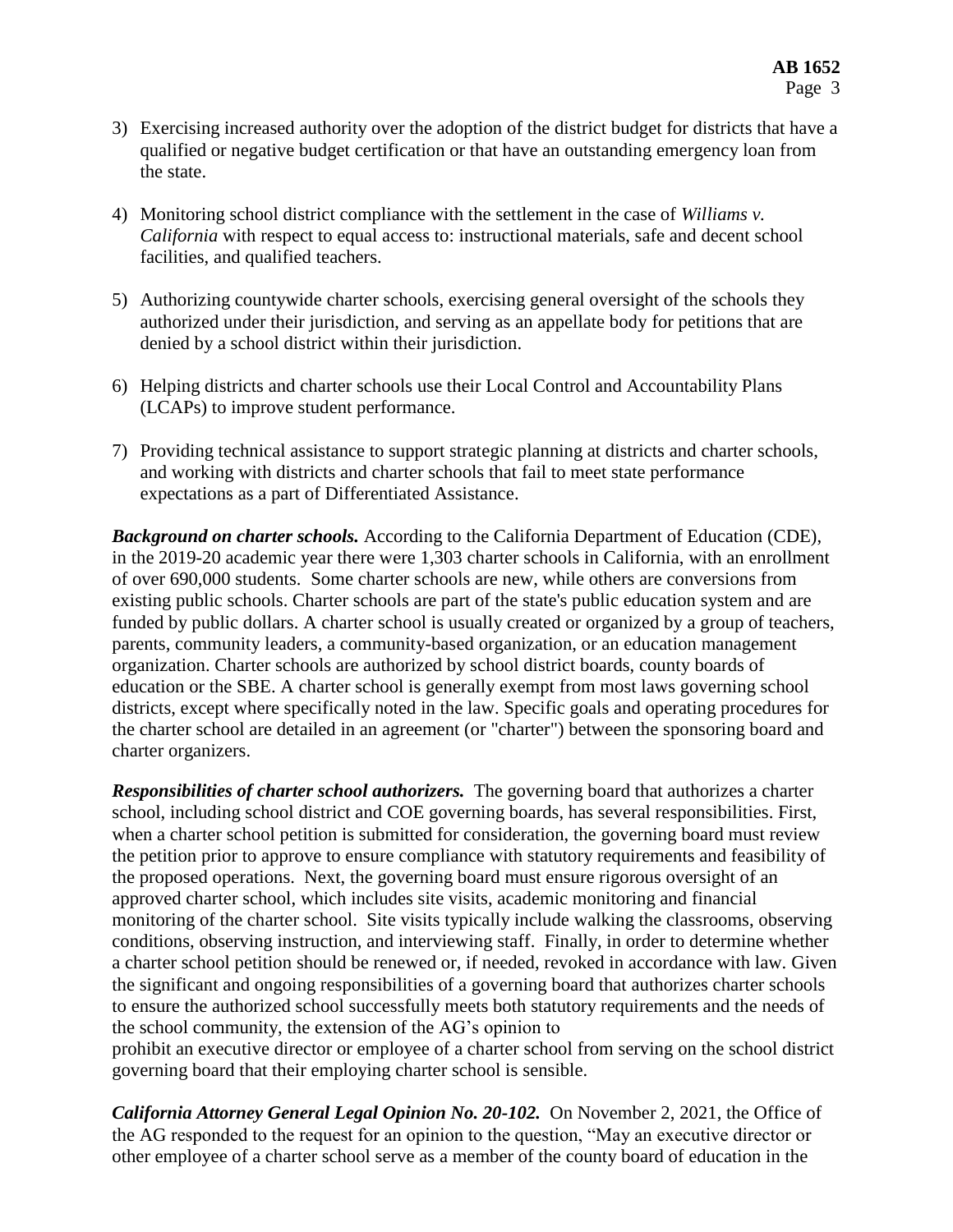3) Exercising increased authority over the adoption of the district budget for districts that have a qualified or negative budget certification or that have an outstanding emergency loan from the state.

4) Monitoring school district compliance with the settlement in the case of *Williams v. California* with respect to equal access to: instructional materials, safe and decent school facilities, and qualified teachers.

5) Authorizing countywide charter schools, exercising general oversight of the schools they authorized under their jurisdiction, and serving as an appellate body for petitions that are denied by a school district within their jurisdiction.

6) Helping districts and charter schools use their Local Control and Accountability Plans (LCAPs) to improve student performance.

7) Providing technical assistance to support strategic planning at districts and charter schools, and working with districts and charter schools that fail to meet state performance expectations as a part of Differentiated Assistance.

***Background on charter schools.*** According to the California Department of Education (CDE), in the 2019-20 academic year there were 1,303 charter schools in California, with an enrollment of over 690,000 students. Some charter schools are new, while others are conversions from existing public schools. Charter schools are part of the state's public education system and are funded by public dollars. A charter school is usually created or organized by a group of teachers, parents, community leaders, a community-based organization, or an education management organization. Charter schools are authorized by school district boards, county boards of education or the SBE. A charter school is generally exempt from most laws governing school districts, except where specifically noted in the law. Specific goals and operating procedures for the charter school are detailed in an agreement (or "charter") between the sponsoring board and charter organizers.

***Responsibilities of charter school authorizers.*** The governing board that authorizes a charter school, including school district and COE governing boards, has several responsibilities. First, when a charter school petition is submitted for consideration, the governing board must review the petition prior to approve to ensure compliance with statutory requirements and feasibility of the proposed operations. Next, the governing board must ensure rigorous oversight of an approved charter school, which includes site visits, academic monitoring and financial monitoring of the charter school. Site visits typically include walking the classrooms, observing conditions, observing instruction, and interviewing staff. Finally, in order to determine whether a charter school petition should be renewed or, if needed, revoked in accordance with law. Given the significant and ongoing responsibilities of a governing board that authorizes charter schools to ensure the authorized school successfully meets both statutory requirements and the needs of the school community, the extension of the AG's opinion to prohibit an executive director or employee of a charter school from serving on the school district governing board that their employing charter school is sensible.

***California Attorney General Legal Opinion No. 20-102.*** On November 2, 2021, the Office of the AG responded to the request for an opinion to the question, "May an executive director or other employee of a charter school serve as a member of the county board of education in the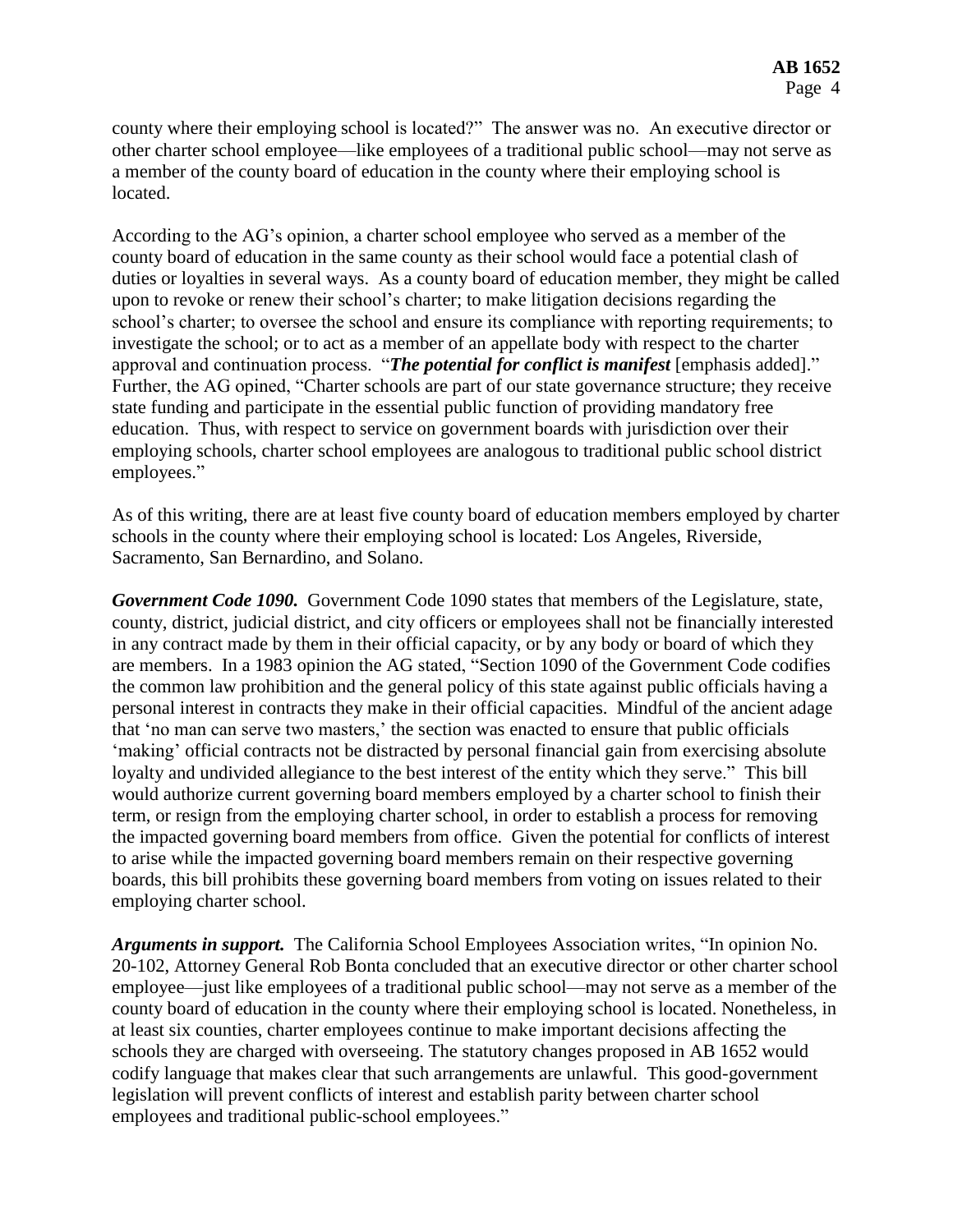county where their employing school is located?" The answer was no. An executive director or other charter school employee—like employees of a traditional public school—may not serve as a member of the county board of education in the county where their employing school is located.

According to the AG's opinion, a charter school employee who served as a member of the county board of education in the same county as their school would face a potential clash of duties or loyalties in several ways. As a county board of education member, they might be called upon to revoke or renew their school's charter; to make litigation decisions regarding the school's charter; to oversee the school and ensure its compliance with reporting requirements; to investigate the school; or to act as a member of an appellate body with respect to the charter approval and continuation process. "***The potential for conflict is manifest*** [emphasis added]." Further, the AG opined, "Charter schools are part of our state governance structure; they receive state funding and participate in the essential public function of providing mandatory free education. Thus, with respect to service on government boards with jurisdiction over their employing schools, charter school employees are analogous to traditional public school district employees."

As of this writing, there are at least five county board of education members employed by charter schools in the county where their employing school is located: Los Angeles, Riverside, Sacramento, San Bernardino, and Solano.

***Government Code 1090.*** Government Code 1090 states that members of the Legislature, state, county, district, judicial district, and city officers or employees shall not be financially interested in any contract made by them in their official capacity, or by any body or board of which they are members. In a 1983 opinion the AG stated, "Section 1090 of the Government Code codifies the common law prohibition and the general policy of this state against public officials having a personal interest in contracts they make in their official capacities. Mindful of the ancient adage that 'no man can serve two masters,' the section was enacted to ensure that public officials 'making' official contracts not be distracted by personal financial gain from exercising absolute loyalty and undivided allegiance to the best interest of the entity which they serve." This bill would authorize current governing board members employed by a charter school to finish their term, or resign from the employing charter school, in order to establish a process for removing the impacted governing board members from office. Given the potential for conflicts of interest to arise while the impacted governing board members remain on their respective governing boards, this bill prohibits these governing board members from voting on issues related to their employing charter school.

***Arguments in support.*** The California School Employees Association writes, "In opinion No. 20-102, Attorney General Rob Bonta concluded that an executive director or other charter school employee—just like employees of a traditional public school—may not serve as a member of the county board of education in the county where their employing school is located. Nonetheless, in at least six counties, charter employees continue to make important decisions affecting the schools they are charged with overseeing. The statutory changes proposed in AB 1652 would codify language that makes clear that such arrangements are unlawful. This good-government legislation will prevent conflicts of interest and establish parity between charter school employees and traditional public-school employees."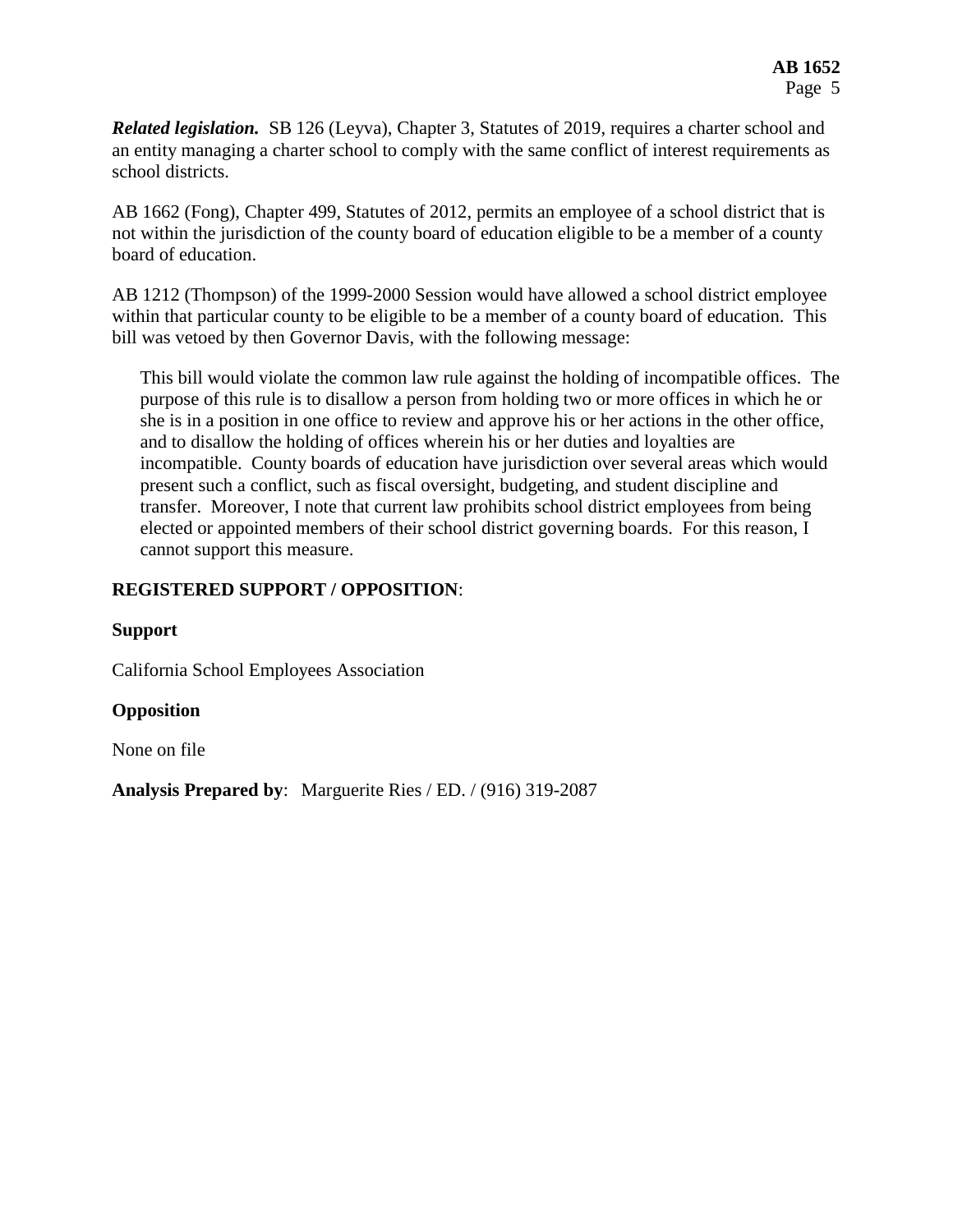***Related legislation.*** SB 126 (Leyva), Chapter 3, Statutes of 2019, requires a charter school and an entity managing a charter school to comply with the same conflict of interest requirements as school districts.

AB 1662 (Fong), Chapter 499, Statutes of 2012, permits an employee of a school district that is not within the jurisdiction of the county board of education eligible to be a member of a county board of education.

AB 1212 (Thompson) of the 1999-2000 Session would have allowed a school district employee within that particular county to be eligible to be a member of a county board of education. This bill was vetoed by then Governor Davis, with the following message:

> This bill would violate the common law rule against the holding of incompatible offices. The purpose of this rule is to disallow a person from holding two or more offices in which he or she is in a position in one office to review and approve his or her actions in the other office, and to disallow the holding of offices wherein his or her duties and loyalties are incompatible. County boards of education have jurisdiction over several areas which would present such a conflict, such as fiscal oversight, budgeting, and student discipline and transfer. Moreover, I note that current law prohibits school district employees from being elected or appointed members of their school district governing boards. For this reason, I cannot support this measure.

**REGISTERED SUPPORT / OPPOSITION**:

**Support**

California School Employees Association

**Opposition**

None on file

**Analysis Prepared by**: Marguerite Ries / ED. / (916) 319-2087